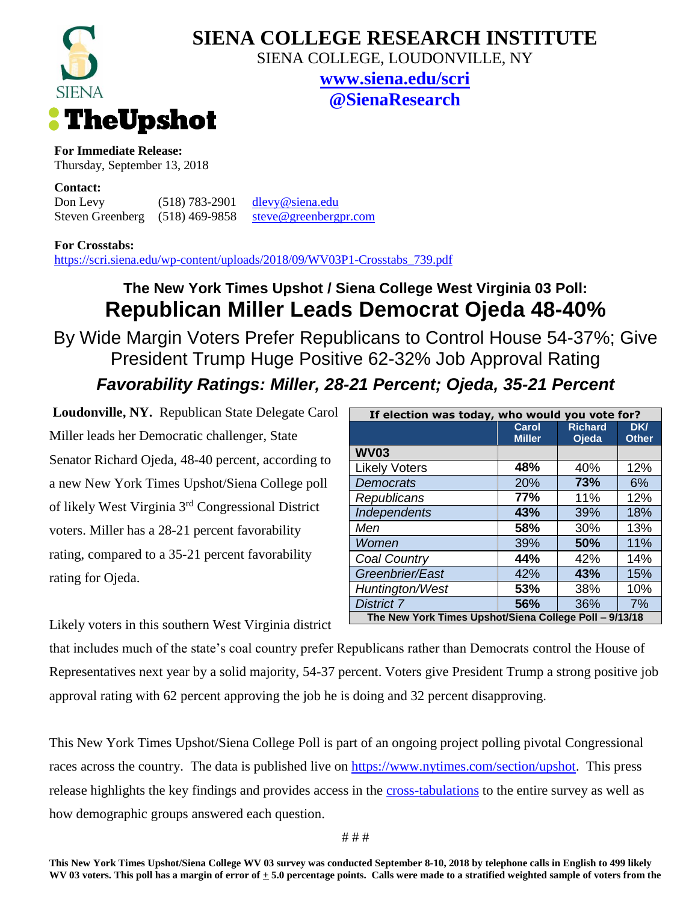# SIENA COLLEGE RESEARCH INSTITUTE

SIENA COLLEGE, LOUDONVILLE, NY

www.siena.edu/scri

@SienaResearch

**For Immediate Release:**
Thursday, September 13, 2018

**Contact:**
Don Levy (518) 783-2901 dlevy@siena.edu
Steven Greenberg (518) 469-9858 steve@greenbergpr.com

**For Crosstabs:**
https://scri.siena.edu/wp-content/uploads/2018/09/WV03P1-Crosstabs_739.pdf

## The New York Times Upshot / Siena College West Virginia 03 Poll:

# Republican Miller Leads Democrat Ojeda 48-40%

## By Wide Margin Voters Prefer Republicans to Control House 54-37%; Give President Trump Huge Positive 62-32% Job Approval Rating

### *Favorability Ratings: Miller, 28-21 Percent; Ojeda, 35-21 Percent*

**Loudonville, NY.** Republican State Delegate Carol Miller leads her Democratic challenger, State Senator Richard Ojeda, 48-40 percent, according to a new New York Times Upshot/Siena College poll of likely West Virginia 3rd Congressional District voters. Miller has a 28-21 percent favorability rating, compared to a 35-21 percent favorability rating for Ojeda.

| If election was today, who would you vote for? | Carol Miller | Richard Ojeda | DK/ Other |
|---|---|---|---|
| **WV03** | | | |
| Likely Voters | **48%** | 40% | 12% |
| *Democrats* | 20% | **73%** | 6% |
| *Republicans* | **77%** | 11% | 12% |
| *Independents* | **43%** | 39% | 18% |
| *Men* | **58%** | 30% | 13% |
| *Women* | 39% | **50%** | 11% |
| *Coal Country* | **44%** | 42% | 14% |
| *Greenbrier/East* | 42% | **43%** | 15% |
| *Huntington/West* | **53%** | 38% | 10% |
| *District 7* | **56%** | 36% | 7% |
| The New York Times Upshot/Siena College Poll – 9/13/18 | | | |

Likely voters in this southern West Virginia district that includes much of the state's coal country prefer Republicans rather than Democrats control the House of Representatives next year by a solid majority, 54-37 percent. Voters give President Trump a strong positive job approval rating with 62 percent approving the job he is doing and 32 percent disapproving.

This New York Times Upshot/Siena College Poll is part of an ongoing project polling pivotal Congressional races across the country. The data is published live on https://www.nytimes.com/section/upshot. This press release highlights the key findings and provides access in the cross-tabulations to the entire survey as well as how demographic groups answered each question.

# # #

**This New York Times Upshot/Siena College WV 03 survey was conducted September 8-10, 2018 by telephone calls in English to 499 likely WV 03 voters. This poll has a margin of error of ± 5.0 percentage points. Calls were made to a stratified weighted sample of voters from the**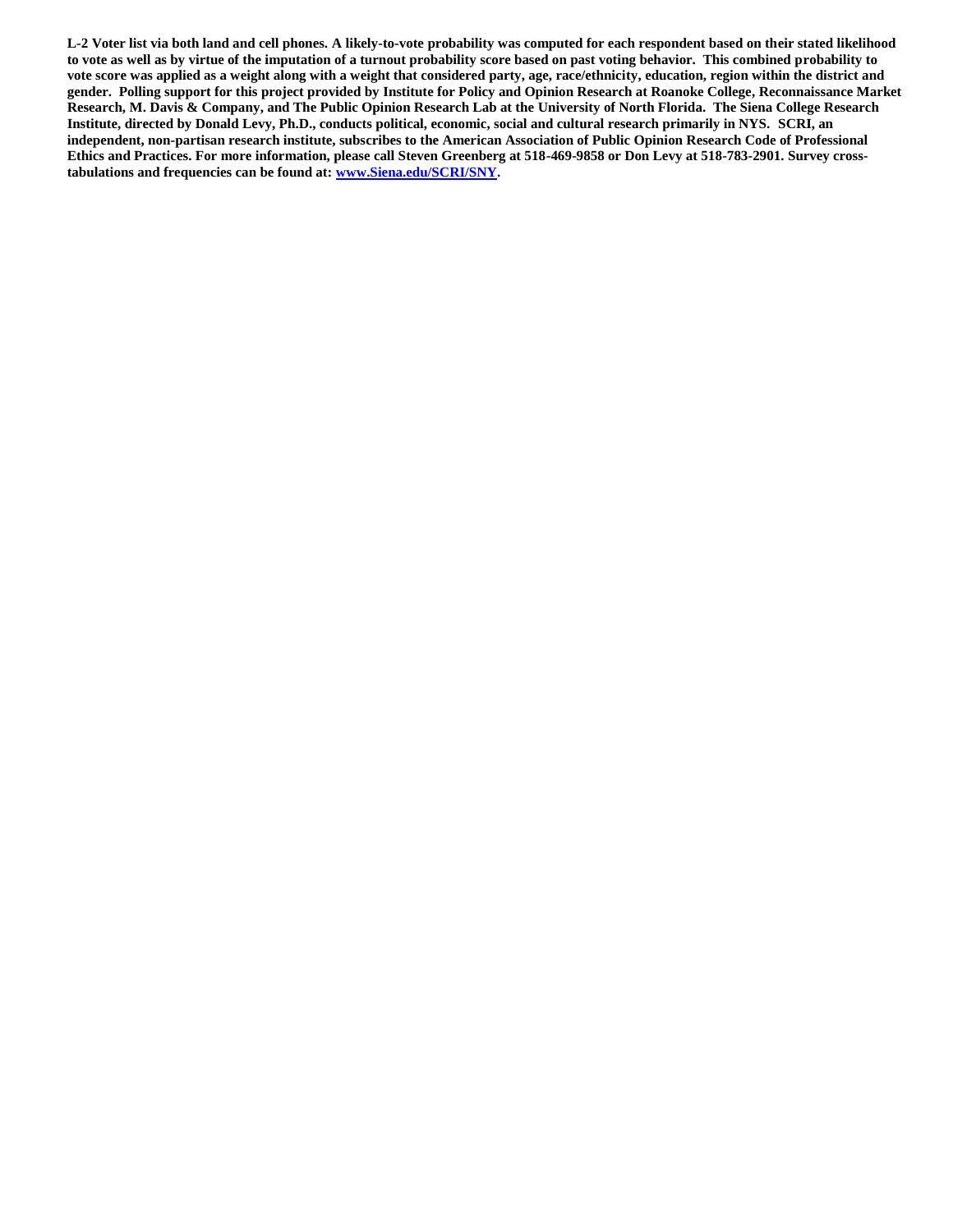**L-2 Voter list via both land and cell phones. A likely-to-vote probability was computed for each respondent based on their stated likelihood to vote as well as by virtue of the imputation of a turnout probability score based on past voting behavior. This combined probability to vote score was applied as a weight along with a weight that considered party, age, race/ethnicity, education, region within the district and gender. Polling support for this project provided by Institute for Policy and Opinion Research at Roanoke College, Reconnaissance Market Research, M. Davis & Company, and The Public Opinion Research Lab at the University of North Florida. The Siena College Research Institute, directed by Donald Levy, Ph.D., conducts political, economic, social and cultural research primarily in NYS. SCRI, an independent, non-partisan research institute, subscribes to the American Association of Public Opinion Research Code of Professional Ethics and Practices. For more information, please call Steven Greenberg at 518-469-9858 or Don Levy at 518-783-2901. Survey cross-tabulations and frequencies can be found at: [www.Siena.edu/SCRI/SNY](www.Siena.edu/SCRI/SNY).**